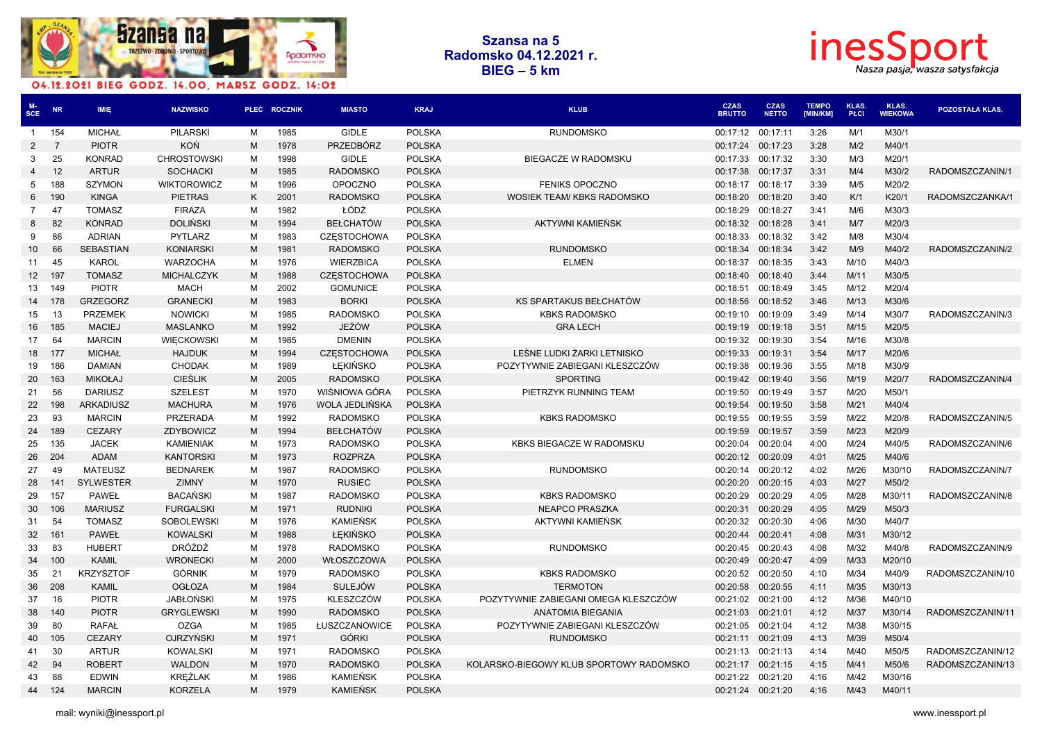04.12.2021 BIEG GODZ. 14.00, MARSZ GODZ. 14:02

# Szansa na 5
## Radomsko 04.12.2021 r.
## BIEG – 5 km

inesSport
*Nasza pasja, wasza satysfakcja*

| M-SCE | NR | IMIĘ | NAZWISKO | PŁEĆ | ROCZNIK | MIASTO | KRAJ | KLUB | CZAS BRUTTO | CZAS NETTO | TEMPO [MIN/KM] | KLAS. PŁCI | KLAS. WIEKOWA | POZOSTAŁA KLAS. |
|---|---|---|---|---|---|---|---|---|---|---|---|---|---|---|
| 1 | 154 | MICHAŁ | PILARSKI | M | 1985 | GIDLE | POLSKA | RUNDOMSKO | 00:17:12 | 00:17:11 | 3:26 | M/1 | M30/1 | |
| 2 | 7 | PIOTR | KOŃ | M | 1978 | PRZEDBÓRZ | POLSKA | | 00:17:24 | 00:17:23 | 3:28 | M/2 | M40/1 | |
| 3 | 25 | KONRAD | CHROSTOWSKI | M | 1998 | GIDLE | POLSKA | BIEGACZE W RADOMSKU | 00:17:33 | 00:17:32 | 3:30 | M/3 | M20/1 | |
| 4 | 12 | ARTUR | SOCHACKI | M | 1985 | RADOMSKO | POLSKA | | 00:17:38 | 00:17:37 | 3:31 | M/4 | M30/2 | RADOMSZCZANIN/1 |
| 5 | 188 | SZYMON | WIKTOROWICZ | M | 1996 | OPOCZNO | POLSKA | FENIKS OPOCZNO | 00:18:17 | 00:18:17 | 3:39 | M/5 | M20/2 | |
| 6 | 190 | KINGA | PIETRAS | K | 2001 | RADOMSKO | POLSKA | WOSIEK TEAM/ KBKS RADOMSKO | 00:18:20 | 00:18:20 | 3:40 | K/1 | K20/1 | RADOMSZCZANKA/1 |
| 7 | 47 | TOMASZ | FIRAZA | M | 1982 | ŁÓDŹ | POLSKA | | 00:18:29 | 00:18:27 | 3:41 | M/6 | M30/3 | |
| 8 | 82 | KONRAD | DOLIŃSKI | M | 1994 | BEŁCHATÓW | POLSKA | AKTYWNI KAMIEŃSK | 00:18:32 | 00:18:28 | 3:41 | M/7 | M20/3 | |
| 9 | 86 | ADRIAN | PYTLARZ | M | 1983 | CZĘSTOCHOWA | POLSKA | | 00:18:33 | 00:18:32 | 3:42 | M/8 | M30/4 | |
| 10 | 66 | SEBASTIAN | KONIARSKI | M | 1981 | RADOMSKO | POLSKA | RUNDOMSKO | 00:18:34 | 00:18:34 | 3:42 | M/9 | M40/2 | RADOMSZCZANIN/2 |
| 11 | 45 | KAROL | WARZOCHA | M | 1976 | WIERZBICA | POLSKA | ELMEN | 00:18:37 | 00:18:35 | 3:43 | M/10 | M40/3 | |
| 12 | 197 | TOMASZ | MICHALCZYK | M | 1988 | CZĘSTOCHOWA | POLSKA | | 00:18:40 | 00:18:40 | 3:44 | M/11 | M30/5 | |
| 13 | 149 | PIOTR | MACH | M | 2002 | GOMUNICE | POLSKA | | 00:18:51 | 00:18:49 | 3:45 | M/12 | M20/4 | |
| 14 | 178 | GRZEGORZ | GRANECKI | M | 1983 | BORKI | POLSKA | KS SPARTAKUS BEŁCHATÓW | 00:18:56 | 00:18:52 | 3:46 | M/13 | M30/6 | |
| 15 | 13 | PRZEMEK | NOWICKI | M | 1985 | RADOMSKO | POLSKA | KBKS RADOMSKO | 00:19:10 | 00:19:09 | 3:49 | M/14 | M30/7 | RADOMSZCZANIN/3 |
| 16 | 185 | MACIEJ | MASLANKO | M | 1992 | JEŻÓW | POLSKA | GRA LECH | 00:19:19 | 00:19:18 | 3:51 | M/15 | M20/5 | |
| 17 | 64 | MARCIN | WIĘCKOWSKI | M | 1985 | DMENIN | POLSKA | | 00:19:32 | 00:19:30 | 3:54 | M/16 | M30/8 | |
| 18 | 177 | MICHAŁ | HAJDUK | M | 1994 | CZĘSTOCHOWA | POLSKA | LEŚNE LUDKI ŻARKI LETNISKO | 00:19:33 | 00:19:31 | 3:54 | M/17 | M20/6 | |
| 19 | 186 | DAMIAN | CHODAK | M | 1989 | ŁĘKIŃSKO | POLSKA | POZYTYWNIE ZABIEGANI KLESZCZÓW | 00:19:38 | 00:19:36 | 3:55 | M/18 | M30/9 | |
| 20 | 163 | MIKOŁAJ | CIEŚLIK | M | 2005 | RADOMSKO | POLSKA | SPORTING | 00:19:42 | 00:19:40 | 3:56 | M/19 | M20/7 | RADOMSZCZANIN/4 |
| 21 | 56 | DARIUSZ | SZELEST | M | 1970 | WIŚNIOWA GÓRA | POLSKA | PIETRZYK RUNNING TEAM | 00:19:50 | 00:19:49 | 3:57 | M/20 | M50/1 | |
| 22 | 198 | ARKADIUSZ | MACHURA | M | 1976 | WOLA JEDLIŃSKA | POLSKA | | 00:19:54 | 00:19:50 | 3:58 | M/21 | M40/4 | |
| 23 | 93 | MARCIN | PRZERADA | M | 1992 | RADOMSKO | POLSKA | KBKS RADOMSKO | 00:19:55 | 00:19:55 | 3:59 | M/22 | M20/8 | RADOMSZCZANIN/5 |
| 24 | 189 | CEZARY | ZDYBOWICZ | M | 1994 | BEŁCHATÓW | POLSKA | | 00:19:59 | 00:19:57 | 3:59 | M/23 | M20/9 | |
| 25 | 135 | JACEK | KAMIENIAK | M | 1973 | RADOMSKO | POLSKA | KBKS BIEGACZE W RADOMSKU | 00:20:04 | 00:20:04 | 4:00 | M/24 | M40/5 | RADOMSZCZANIN/6 |
| 26 | 204 | ADAM | KANTORSKI | M | 1973 | ROZPRZA | POLSKA | | 00:20:12 | 00:20:09 | 4:01 | M/25 | M40/6 | |
| 27 | 49 | MATEUSZ | BEDNAREK | M | 1987 | RADOMSKO | POLSKA | RUNDOMSKO | 00:20:14 | 00:20:12 | 4:02 | M/26 | M30/10 | RADOMSZCZANIN/7 |
| 28 | 141 | SYLWESTER | ZIMNY | M | 1970 | RUSIEC | POLSKA | | 00:20:20 | 00:20:15 | 4:03 | M/27 | M50/2 | |
| 29 | 157 | PAWEŁ | BACAŃSKI | M | 1987 | RADOMSKO | POLSKA | KBKS RADOMSKO | 00:20:29 | 00:20:29 | 4:05 | M/28 | M30/11 | RADOMSZCZANIN/8 |
| 30 | 106 | MARIUSZ | FURGALSKI | M | 1971 | RUDNIKI | POLSKA | NEAPCO PRASZKA | 00:20:31 | 00:20:29 | 4:05 | M/29 | M50/3 | |
| 31 | 54 | TOMASZ | SOBOLEWSKI | M | 1976 | KAMIEŃSK | POLSKA | AKTYWNI KAMIEŃSK | 00:20:32 | 00:20:30 | 4:06 | M/30 | M40/7 | |
| 32 | 161 | PAWEŁ | KOWALSKI | M | 1988 | ŁĘKIŃSKO | POLSKA | | 00:20:44 | 00:20:41 | 4:08 | M/31 | M30/12 | |
| 33 | 83 | HUBERT | DRÓŻDŻ | M | 1978 | RADOMSKO | POLSKA | RUNDOMSKO | 00:20:45 | 00:20:43 | 4:08 | M/32 | M40/8 | RADOMSZCZANIN/9 |
| 34 | 100 | KAMIL | WRONECKI | M | 2000 | WŁOSZCZOWA | POLSKA | | 00:20:49 | 00:20:47 | 4:09 | M/33 | M20/10 | |
| 35 | 21 | KRZYSZTOF | GÓRNIK | M | 1979 | RADOMSKO | POLSKA | KBKS RADOMSKO | 00:20:52 | 00:20:50 | 4:10 | M/34 | M40/9 | RADOMSZCZANIN/10 |
| 36 | 208 | KAMIL | OGŁOZA | M | 1984 | SULEJÓW | POLSKA | TERMOTON | 00:20:58 | 00:20:55 | 4:11 | M/35 | M30/13 | |
| 37 | 16 | PIOTR | JABŁOŃSKI | M | 1975 | KLESZCZÓW | POLSKA | POZYTYWNIE ZABIEGANI OMEGA KLESZCZÓW | 00:21:02 | 00:21:00 | 4:12 | M/36 | M40/10 | |
| 38 | 140 | PIOTR | GRYGLEWSKI | M | 1990 | RADOMSKO | POLSKA | ANATOMIA BIEGANIA | 00:21:03 | 00:21:01 | 4:12 | M/37 | M30/14 | RADOMSZCZANIN/11 |
| 39 | 80 | RAFAŁ | OZGA | M | 1985 | ŁUSZCZANOWICE | POLSKA | POZYTYWNIE ZABIEGANI KLESZCZÓW | 00:21:05 | 00:21:04 | 4:12 | M/38 | M30/15 | |
| 40 | 105 | CEZARY | OJRZYŃSKI | M | 1971 | GÓRKI | POLSKA | RUNDOMSKO | 00:21:11 | 00:21:09 | 4:13 | M/39 | M50/4 | |
| 41 | 30 | ARTUR | KOWALSKI | M | 1971 | RADOMSKO | POLSKA | | 00:21:13 | 00:21:13 | 4:14 | M/40 | M50/5 | RADOMSZCZANIN/12 |
| 42 | 94 | ROBERT | WALDON | M | 1970 | RADOMSKO | POLSKA | KOLARSKO-BIEGOWY KLUB SPORTOWY RADOMSKO | 00:21:17 | 00:21:15 | 4:15 | M/41 | M50/6 | RADOMSZCZANIN/13 |
| 43 | 88 | EDWIN | KRĘŻLAK | M | 1986 | KAMIEŃSK | POLSKA | | 00:21:22 | 00:21:20 | 4:16 | M/42 | M30/16 | |
| 44 | 124 | MARCIN | KORZELA | M | 1979 | KAMIEŃSK | POLSKA | | 00:21:24 | 00:21:20 | 4:16 | M/43 | M40/11 | |

mail: wyniki@inessport.pl

www.inessport.pl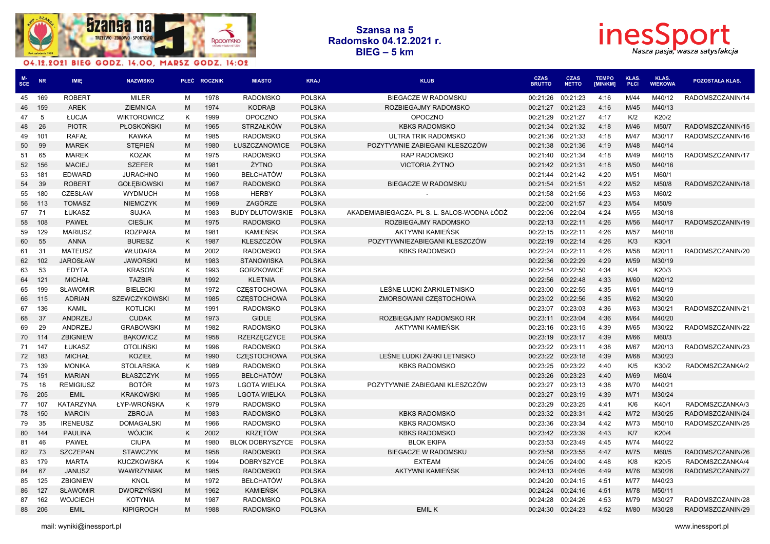## Szansa na 5
## Radomsko 04.12.2021 r.
## BIEG – 5 km

04.12.2021 BIEG GODZ. 14.00, MARSZ GODZ. 14:02

| M-SCE | NR | IMIĘ | NAZWISKO | PŁEĆ | ROCZNIK | MIASTO | KRAJ | KLUB | CZAS BRUTTO | CZAS NETTO | TEMPO [MIN/KM] | KLAS. PŁCI | KLAS. WIEKOWA | POZOSTAŁA KLAS. |
|---|---|---|---|---|---|---|---|---|---|---|---|---|---|---|
| 45 | 169 | ROBERT | MILER | M | 1978 | RADOMSKO | POLSKA | BIEGACZE W RADOMSKU | 00:21:26 | 00:21:23 | 4:16 | M/44 | M40/12 | RADOMSZCZANIN/14 |
| 46 | 159 | AREK | ZIEMNICA | M | 1974 | KODRĄB | POLSKA | ROZBIEGAJMY RADOMSKO | 00:21:27 | 00:21:23 | 4:16 | M/45 | M40/13 | |
| 47 | 5 | ŁUCJA | WIKTOROWICZ | K | 1999 | OPOCZNO | POLSKA | OPOCZNO | 00:21:29 | 00:21:27 | 4:17 | K/2 | K20/2 | |
| 48 | 26 | PIOTR | PŁOSKOŃSKI | M | 1965 | STRZAŁKÓW | POLSKA | KBKS RADOMSKO | 00:21:34 | 00:21:32 | 4:18 | M/46 | M50/7 | RADOMSZCZANIN/15 |
| 49 | 101 | RAFAŁ | KAWKA | M | 1985 | RADOMSKO | POLSKA | ULTRA TRIK RADOMSKO | 00:21:36 | 00:21:33 | 4:18 | M/47 | M30/17 | RADOMSZCZANIN/16 |
| 50 | 99 | MAREK | STĘPIEŃ | M | 1980 | ŁUSZCZANOWICE | POLSKA | POZYTYWNIE ZABIEGANI KLESZCZÓW | 00:21:38 | 00:21:36 | 4:19 | M/48 | M40/14 | |
| 51 | 65 | MAREK | KOZAK | M | 1975 | RADOMSKO | POLSKA | RAP RADOMSKO | 00:21:40 | 00:21:34 | 4:18 | M/49 | M40/15 | RADOMSZCZANIN/17 |
| 52 | 156 | MACIEJ | SZEFER | M | 1981 | ŻYTNO | POLSKA | VICTORIA ŻYTNO | 00:21:42 | 00:21:31 | 4:18 | M/50 | M40/16 | |
| 53 | 181 | EDWARD | JURACHNO | M | 1960 | BEŁCHATÓW | POLSKA | | 00:21:44 | 00:21:42 | 4:20 | M/51 | M60/1 | |
| 54 | 39 | ROBERT | GOŁĘBIOWSKI | M | 1967 | RADOMSKO | POLSKA | BIEGACZE W RADOMSKU | 00:21:54 | 00:21:51 | 4:22 | M/52 | M50/8 | RADOMSZCZANIN/18 |
| 55 | 180 | CZESŁAW | WYDMUCH | M | 1958 | HERBY | POLSKA | - | 00:21:58 | 00:21:56 | 4:23 | M/53 | M60/2 | |
| 56 | 113 | TOMASZ | NIEMCZYK | M | 1969 | ZAGÓRZE | POLSKA | | 00:22:00 | 00:21:57 | 4:23 | M/54 | M50/9 | |
| 57 | 71 | ŁUKASZ | SUJKA | M | 1983 | BUDY DŁUTOWSKIE | POLSKA | AKADEMIABIEGACZA. PL S. L. SALOS-WODNA ŁÓDŹ | 00:22:06 | 00:22:04 | 4:24 | M/55 | M30/18 | |
| 58 | 108 | PAWEŁ | CIEŚLIK | M | 1975 | RADOMSKO | POLSKA | ROZBIEGAJMY RADOMSKO | 00:22:13 | 00:22:11 | 4:26 | M/56 | M40/17 | RADOMSZCZANIN/19 |
| 59 | 129 | MARIUSZ | ROZPARA | M | 1981 | KAMIEŃSK | POLSKA | AKTYWNI KAMIEŃSK | 00:22:15 | 00:22:11 | 4:26 | M/57 | M40/18 | |
| 60 | 55 | ANNA | BURESZ | K | 1987 | KLESZCZÓW | POLSKA | POZYTYWNIEZABIEGANI KLESZCZÓW | 00:22:19 | 00:22:14 | 4:26 | K/3 | K30/1 | |
| 61 | 31 | MATEUSZ | WŁUDARA | M | 2002 | RADOMSKO | POLSKA | KBKS RADOMSKO | 00:22:24 | 00:22:11 | 4:26 | M/58 | M20/11 | RADOMSZCZANIN/20 |
| 62 | 102 | JAROSŁAW | JAWORSKI | M | 1983 | STANOWISKA | POLSKA | | 00:22:36 | 00:22:29 | 4:29 | M/59 | M30/19 | |
| 63 | 53 | EDYTA | KRASOŃ | K | 1993 | GORZKOWICE | POLSKA | | 00:22:54 | 00:22:50 | 4:34 | K/4 | K20/3 | |
| 64 | 121 | MICHAŁ | TAZBIR | M | 1992 | KLETNIA | POLSKA | | 00:22:56 | 00:22:48 | 4:33 | M/60 | M20/12 | |
| 65 | 199 | SŁAWOMIR | BIELECKI | M | 1972 | CZĘSTOCHOWA | POLSKA | LEŚNE LUDKI ŻARKILETNISKO | 00:23:00 | 00:22:55 | 4:35 | M/61 | M40/19 | |
| 66 | 115 | ADRIAN | SZEWCZYKOWSKI | M | 1985 | CZĘSTOCHOWA | POLSKA | ZMORSOWANI CZĘSTOCHOWA | 00:23:02 | 00:22:56 | 4:35 | M/62 | M30/20 | |
| 67 | 136 | KAMIL | KOTLICKI | M | 1991 | RADOMSKO | POLSKA | | 00:23:07 | 00:23:03 | 4:36 | M/63 | M30/21 | RADOMSZCZANIN/21 |
| 68 | 37 | ANDRZEJ | CUDAK | M | 1973 | GIDLE | POLSKA | ROZBIEGAJMY RADOMSKO RR | 00:23:11 | 00:23:04 | 4:36 | M/64 | M40/20 | |
| 69 | 29 | ANDRZEJ | GRABOWSKI | M | 1982 | RADOMSKO | POLSKA | AKTYWNI KAMIEŃSK | 00:23:16 | 00:23:15 | 4:39 | M/65 | M30/22 | RADOMSZCZANIN/22 |
| 70 | 114 | ZBIGNIEW | BĄKOWICZ | M | 1958 | RZERZĘCZYCE | POLSKA | | 00:23:19 | 00:23:17 | 4:39 | M/66 | M60/3 | |
| 71 | 147 | ŁUKASZ | OTOLIŃSKI | M | 1996 | RADOMSKO | POLSKA | | 00:23:22 | 00:23:11 | 4:38 | M/67 | M20/13 | RADOMSZCZANIN/23 |
| 72 | 183 | MICHAŁ | KOZIEŁ | M | 1990 | CZĘSTOCHOWA | POLSKA | LEŚNE LUDKI ŻARKI LETNISKO | 00:23:22 | 00:23:18 | 4:39 | M/68 | M30/23 | |
| 73 | 139 | MONIKA | STOLARSKA | K | 1989 | RADOMSKO | POLSKA | KBKS RADOMSKO | 00:23:25 | 00:23:22 | 4:40 | K/5 | K30/2 | RADOMSZCZANKA/2 |
| 74 | 151 | MARIAN | BŁASZCZYK | M | 1955 | BEŁCHATÓW | POLSKA | | 00:23:26 | 00:23:23 | 4:40 | M/69 | M60/4 | |
| 75 | 18 | REMIGIUSZ | BOTÓR | M | 1973 | LGOTA WIELKA | POLSKA | POZYTYWNIE ZABIEGANI KLESZCZÓW | 00:23:27 | 00:23:13 | 4:38 | M/70 | M40/21 | |
| 76 | 205 | EMIL | KRAKOWSKI | M | 1985 | LGOTA WIELKA | POLSKA | | 00:23:27 | 00:23:19 | 4:39 | M/71 | M30/24 | |
| 77 | 107 | KATARZYNA | ŁYP-WROŃSKA | K | 1979 | RADOMSKO | POLSKA | | 00:23:29 | 00:23:25 | 4:41 | K/6 | K40/1 | RADOMSZCZANKA/3 |
| 78 | 150 | MARCIN | ZBROJA | M | 1983 | RADOMSKO | POLSKA | KBKS RADOMSKO | 00:23:32 | 00:23:31 | 4:42 | M/72 | M30/25 | RADOMSZCZANIN/24 |
| 79 | 35 | IRENEUSZ | DOMAGALSKI | M | 1966 | RADOMSKO | POLSKA | KBKS RADOMSKO | 00:23:36 | 00:23:34 | 4:42 | M/73 | M50/10 | RADOMSZCZANIN/25 |
| 80 | 144 | PAULINA | WÓJCIK | K | 2002 | KRZĘTÓW | POLSKA | KBKS RADOMSKO | 00:23:42 | 00:23:39 | 4:43 | K/7 | K20/4 | |
| 81 | 46 | PAWEŁ | CIUPA | M | 1980 | BLOK DOBRYSZYCE | POLSKA | BLOK EKIPA | 00:23:53 | 00:23:49 | 4:45 | M/74 | M40/22 | |
| 82 | 73 | SZCZEPAN | STAWCZYK | M | 1958 | RADOMSKO | POLSKA | BIEGACZE W RADOMSKU | 00:23:58 | 00:23:55 | 4:47 | M/75 | M60/5 | RADOMSZCZANIN/26 |
| 83 | 179 | MARTA | KUCZKOWSKA | K | 1994 | DOBRYSZYCE | POLSKA | EXTEAM | 00:24:05 | 00:24:00 | 4:48 | K/8 | K20/5 | RADOMSZCZANKA/4 |
| 84 | 67 | JANUSZ | WAWRZYNIAK | M | 1985 | RADOMSKO | POLSKA | AKTYWNI KAMIEŃSK | 00:24:13 | 00:24:05 | 4:49 | M/76 | M30/26 | RADOMSZCZANIN/27 |
| 85 | 125 | ZBIGNIEW | KNOL | M | 1972 | BEŁCHATÓW | POLSKA | | 00:24:20 | 00:24:15 | 4:51 | M/77 | M40/23 | |
| 86 | 127 | SŁAWOMIR | DWORZYŃSKI | M | 1962 | KAMIEŃSK | POLSKA | | 00:24:24 | 00:24:16 | 4:51 | M/78 | M50/11 | |
| 87 | 162 | WOJCIECH | KOTYNIA | M | 1987 | RADOMSKO | POLSKA | | 00:24:28 | 00:24:26 | 4:53 | M/79 | M30/27 | RADOMSZCZANIN/28 |
| 88 | 206 | EMIL | KIPIGROCH | M | 1988 | RADOMSKO | POLSKA | EMIL K | 00:24:30 | 00:24:23 | 4:52 | M/80 | M30/28 | RADOMSZCZANIN/29 |

mail: wyniki@inessport.pl

www.inessport.pl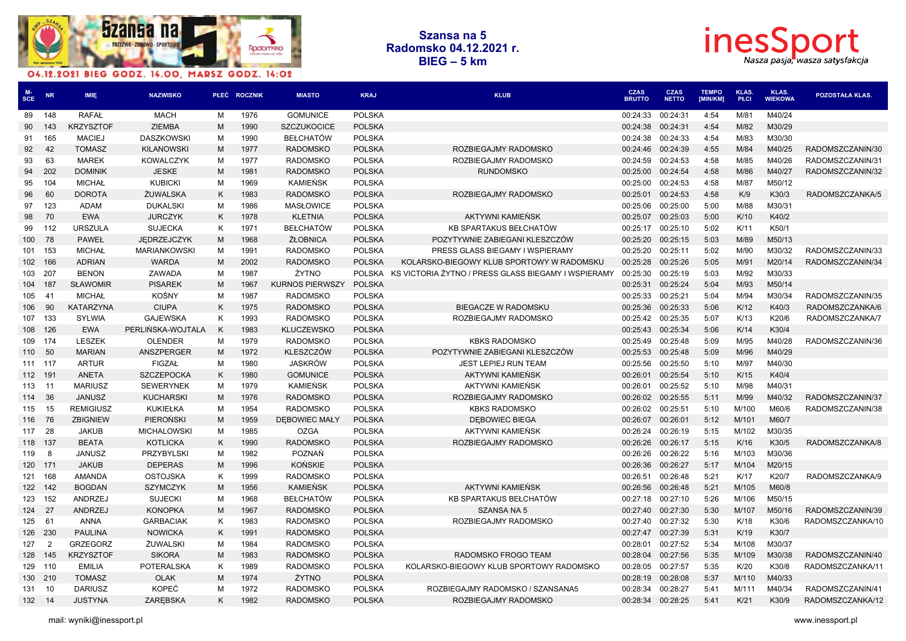# Szansa na 5
# Radomsko 04.12.2021 r.
# BIEG – 5 km

04.12.2021 BIEG GODZ. 14.00, MARSZ GODZ. 14:02

| M-SCE | NR | IMIĘ | NAZWISKO | PŁEĆ | ROCZNIK | MIASTO | KRAJ | KLUB | CZAS BRUTTO | CZAS NETTO | TEMPO [MIN/KM] | KLAS. PŁCI | KLAS. WIEKOWA | POZOSTAŁA KLAS. |
|---|---|---|---|---|---|---|---|---|---|---|---|---|---|---|
| 89 | 148 | RAFAŁ | MACH | M | 1976 | GOMUNICE | POLSKA | | 00:24:33 | 00:24:31 | 4:54 | M/81 | M40/24 | |
| 90 | 143 | KRZYSZTOF | ZIEMBA | M | 1990 | SZCZUKOCICE | POLSKA | | 00:24:38 | 00:24:31 | 4:54 | M/82 | M30/29 | |
| 91 | 165 | MACIEJ | DASZKOWSKI | M | 1990 | BEŁCHATÓW | POLSKA | | 00:24:38 | 00:24:33 | 4:54 | M/83 | M30/30 | |
| 92 | 42 | TOMASZ | KILANOWSKI | M | 1977 | RADOMSKO | POLSKA | ROZBIEGAJMY RADOMSKO | 00:24:46 | 00:24:39 | 4:55 | M/84 | M40/25 | RADOMSZCZANIN/30 |
| 93 | 63 | MAREK | KOWALCZYK | M | 1977 | RADOMSKO | POLSKA | ROZBIEGAJMY RADOMSKO | 00:24:59 | 00:24:53 | 4:58 | M/85 | M40/26 | RADOMSZCZANIN/31 |
| 94 | 202 | DOMINIK | JESKE | M | 1981 | RADOMSKO | POLSKA | RUNDOMSKO | 00:25:00 | 00:24:54 | 4:58 | M/86 | M40/27 | RADOMSZCZANIN/32 |
| 95 | 104 | MICHAŁ | KUBICKI | M | 1969 | KAMIEŃSK | POLSKA | | 00:25:00 | 00:24:53 | 4:58 | M/87 | M50/12 | |
| 96 | 60 | DOROTA | ŻUWALSKA | K | 1983 | RADOMSKO | POLSKA | ROZBIEGAJMY RADOMSKO | 00:25:01 | 00:24:53 | 4:58 | K/9 | K30/3 | RADOMSZCZANKA/5 |
| 97 | 123 | ADAM | DUKALSKI | M | 1986 | MASŁOWICE | POLSKA | | 00:25:06 | 00:25:00 | 5:00 | M/88 | M30/31 | |
| 98 | 70 | EWA | JURCZYK | K | 1978 | KLETNIA | POLSKA | AKTYWNI KAMIEŃSK | 00:25:07 | 00:25:03 | 5:00 | K/10 | K40/2 | |
| 99 | 112 | URSZULA | SUJECKA | K | 1971 | BEŁCHATÓW | POLSKA | KB SPARTAKUS BEŁCHATÓW | 00:25:17 | 00:25:10 | 5:02 | K/11 | K50/1 | |
| 100 | 78 | PAWEŁ | JĘDRZEJCZYK | M | 1968 | ŻŁOBNICA | POLSKA | POZYTYWNIE ZABIEGANI KLESZCZÓW | 00:25:20 | 00:25:15 | 5:03 | M/89 | M50/13 | |
| 101 | 153 | MICHAŁ | MARIANKOWSKI | M | 1991 | RADOMSKO | POLSKA | PRESS GLASS BIEGAMY I WSPIERAMY | 00:25:20 | 00:25:11 | 5:02 | M/90 | M30/32 | RADOMSZCZANIN/33 |
| 102 | 166 | ADRIAN | WARDA | M | 2002 | RADOMSKO | POLSKA | KOLARSKO-BIEGOWY KLUB SPORTOWY W RADOMSKU | 00:25:28 | 00:25:26 | 5:05 | M/91 | M20/14 | RADOMSZCZANIN/34 |
| 103 | 207 | BENON | ZAWADA | M | 1987 | ŻYTNO | POLSKA | KS VICTORIA ŻYTNO / PRESS GLASS BIEGAMY I WSPIERAMY | 00:25:30 | 00:25:19 | 5:03 | M/92 | M30/33 | |
| 104 | 187 | SŁAWOMIR | PISAREK | M | 1967 | KURNOS PIERWSZY | POLSKA | | 00:25:31 | 00:25:24 | 5:04 | M/93 | M50/14 | |
| 105 | 41 | MICHAŁ | KOŚNY | M | 1987 | RADOMSKO | POLSKA | | 00:25:33 | 00:25:21 | 5:04 | M/94 | M30/34 | RADOMSZCZANIN/35 |
| 106 | 90 | KATARZYNA | CIUPA | K | 1975 | RADOMSKO | POLSKA | BIEGACZE W RADOMSKU | 00:25:36 | 00:25:33 | 5:06 | K/12 | K40/3 | RADOMSZCZANKA/6 |
| 107 | 133 | SYLWIA | GAJEWSKA | K | 1993 | RADOMSKO | POLSKA | ROZBIEGAJMY RADOMSKO | 00:25:42 | 00:25:35 | 5:07 | K/13 | K20/6 | RADOMSZCZANKA/7 |
| 108 | 126 | EWA | PERLIŃSKA-WOJTALA | K | 1983 | KLUCZEWSKO | POLSKA | | 00:25:43 | 00:25:34 | 5:06 | K/14 | K30/4 | |
| 109 | 174 | LESZEK | OLENDER | M | 1979 | RADOMSKO | POLSKA | KBKS RADOMSKO | 00:25:49 | 00:25:48 | 5:09 | M/95 | M40/28 | RADOMSZCZANIN/36 |
| 110 | 50 | MARIAN | ANSZPERGER | M | 1972 | KLESZCZÓW | POLSKA | POZYTYWNIE ZABIEGANI KLESZCZÓW | 00:25:53 | 00:25:48 | 5:09 | M/96 | M40/29 | |
| 111 | 117 | ARTUR | FIGZAŁ | M | 1980 | JASKRÓW | POLSKA | JEST LEPIEJ RUN TEAM | 00:25:56 | 00:25:50 | 5:10 | M/97 | M40/30 | |
| 112 | 191 | ANETA | SZCZEPOCKA | K | 1980 | GOMUNICE | POLSKA | AKTYWNI KAMIEŃSK | 00:26:01 | 00:25:54 | 5:10 | K/15 | K40/4 | |
| 113 | 11 | MARIUSZ | SEWERYNEK | M | 1979 | KAMIEŃSK | POLSKA | AKTYWNI KAMIEŃSK | 00:26:01 | 00:25:52 | 5:10 | M/98 | M40/31 | |
| 114 | 36 | JANUSZ | KUCHARSKI | M | 1976 | RADOMSKO | POLSKA | ROZBIEGAJMY RADOMSKO | 00:26:02 | 00:25:55 | 5:11 | M/99 | M40/32 | RADOMSZCZANIN/37 |
| 115 | 15 | REMIGIUSZ | KUKIEŁKA | M | 1954 | RADOMSKO | POLSKA | KBKS RADOMSKO | 00:26:02 | 00:25:51 | 5:10 | M/100 | M60/6 | RADOMSZCZANIN/38 |
| 116 | 76 | ZBIGNIEW | PIEROŃSKI | M | 1959 | DĘBOWIEC MAŁY | POLSKA | DĘBOWIEC BIEGA | 00:26:07 | 00:26:01 | 5:12 | M/101 | M60/7 | |
| 117 | 28 | JAKUB | MICHALOWSKI | M | 1985 | OZGA | POLSKA | AKTYWNI KAMIEŃSK | 00:26:24 | 00:26:19 | 5:15 | M/102 | M30/35 | |
| 118 | 137 | BEATA | KOTLICKA | K | 1990 | RADOMSKO | POLSKA | ROZBIEGAJMY RADOMSKO | 00:26:26 | 00:26:17 | 5:15 | K/16 | K30/5 | RADOMSZCZANKA/8 |
| 119 | 8 | JANUSZ | PRZYBYLSKI | M | 1982 | POZNAŃ | POLSKA | | 00:26:26 | 00:26:22 | 5:16 | M/103 | M30/36 | |
| 120 | 171 | JAKUB | DEPERAS | M | 1996 | KOŃSKIE | POLSKA | | 00:26:36 | 00:26:27 | 5:17 | M/104 | M20/15 | |
| 121 | 168 | AMANDA | OSTOJSKA | K | 1999 | RADOMSKO | POLSKA | | 00:26:51 | 00:26:48 | 5:21 | K/17 | K20/7 | RADOMSZCZANKA/9 |
| 122 | 142 | BOGDAN | SZYMCZYK | M | 1956 | KAMIEŃSK | POLSKA | AKTYWNI KAMIEŃSK | 00:26:56 | 00:26:48 | 5:21 | M/105 | M60/8 | |
| 123 | 152 | ANDRZEJ | SUJECKI | M | 1968 | BEŁCHATÓW | POLSKA | KB SPARTAKUS BEŁCHATÓW | 00:27:18 | 00:27:10 | 5:26 | M/106 | M50/15 | |
| 124 | 27 | ANDRZEJ | KONOPKA | M | 1967 | RADOMSKO | POLSKA | SZANSA NA 5 | 00:27:40 | 00:27:30 | 5:30 | M/107 | M50/16 | RADOMSZCZANIN/39 |
| 125 | 61 | ANNA | GARBACIAK | K | 1983 | RADOMSKO | POLSKA | ROZBIEGAJMY RADOMSKO | 00:27:40 | 00:27:32 | 5:30 | K/18 | K30/6 | RADOMSZCZANKA/10 |
| 126 | 230 | PAULINA | NOWICKA | K | 1991 | RADOMSKO | POLSKA | | 00:27:47 | 00:27:39 | 5:31 | K/19 | K30/7 | |
| 127 | 2 | GRZEGORZ | ŻUWALSKI | M | 1984 | RADOMSKO | POLSKA | | 00:28:01 | 00:27:52 | 5:34 | M/108 | M30/37 | |
| 128 | 145 | KRZYSZTOF | SIKORA | M | 1983 | RADOMSKO | POLSKA | RADOMSKO FROGO TEAM | 00:28:04 | 00:27:56 | 5:35 | M/109 | M30/38 | RADOMSZCZANIN/40 |
| 129 | 110 | EMILIA | POTERALSKA | K | 1989 | RADOMSKO | POLSKA | KOLARSKO-BIEGOWY KLUB SPORTOWY RADOMSKO | 00:28:05 | 00:27:57 | 5:35 | K/20 | K30/8 | RADOMSZCZANKA/11 |
| 130 | 210 | TOMASZ | OLAK | M | 1974 | ŻYTNO | POLSKA | | 00:28:19 | 00:28:08 | 5:37 | M/110 | M40/33 | |
| 131 | 10 | DARIUSZ | KOPEĆ | M | 1972 | RADOMSKO | POLSKA | ROZBIEGAJMY RADOMSKO / SZANSANA5 | 00:28:34 | 00:28:27 | 5:41 | M/111 | M40/34 | RADOMSZCZANIN/41 |
| 132 | 14 | JUSTYNA | ZARĘBSKA | K | 1982 | RADOMSKO | POLSKA | ROZBIEGAJMY RADOMSKO | 00:28:34 | 00:28:25 | 5:41 | K/21 | K30/9 | RADOMSZCZANKA/12 |

mail: wyniki@inessport.pl

www.inessport.pl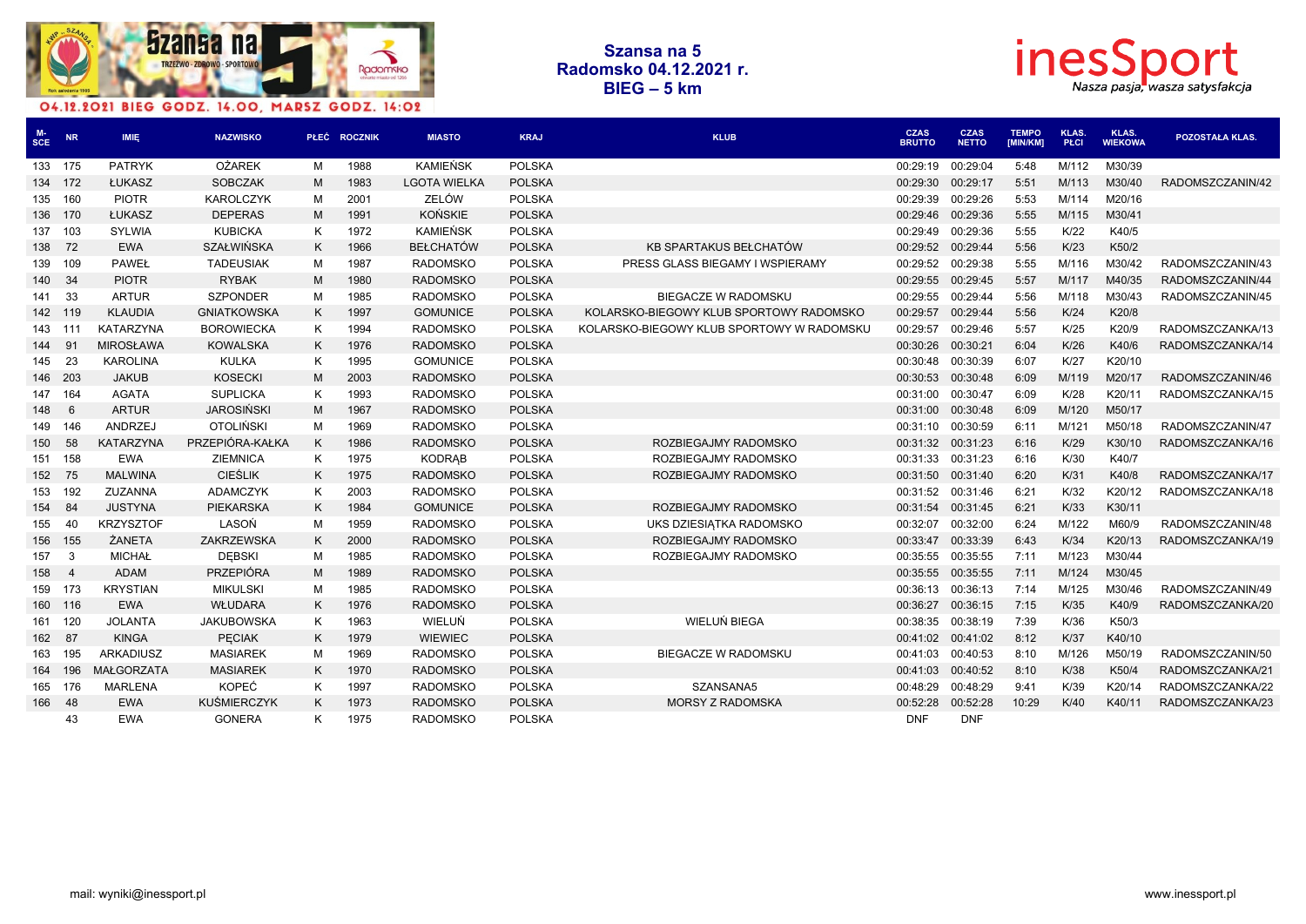**Szansa na 5**
**Radomsko 04.12.2021 r.**
**BIEG – 5 km**

04.12.2021 BIEG GODZ. 14.00, MARSZ GODZ. 14:02

| M-SCE | NR | IMIĘ | NAZWISKO | PŁEĆ | ROCZNIK | MIASTO | KRAJ | KLUB | CZAS BRUTTO | CZAS NETTO | TEMPO [MIN/KM] | KLAS. PŁCI | KLAS. WIEKOWA | POZOSTAŁA KLAS. |
|---|---|---|---|---|---|---|---|---|---|---|---|---|---|---|
| 133 | 175 | PATRYK | OŻAREK | M | 1988 | KAMIEŃSK | POLSKA | | 00:29:19 | 00:29:04 | 5:48 | M/112 | M30/39 | |
| 134 | 172 | ŁUKASZ | SOBCZAK | M | 1983 | LGOTA WIELKA | POLSKA | | 00:29:30 | 00:29:17 | 5:51 | M/113 | M30/40 | RADOMSZCZANIN/42 |
| 135 | 160 | PIOTR | KAROLCZYK | M | 2001 | ZELÓW | POLSKA | | 00:29:39 | 00:29:26 | 5:53 | M/114 | M20/16 | |
| 136 | 170 | ŁUKASZ | DEPERAS | M | 1991 | KOŃSKIE | POLSKA | | 00:29:46 | 00:29:36 | 5:55 | M/115 | M30/41 | |
| 137 | 103 | SYLWIA | KUBICKA | K | 1972 | KAMIEŃSK | POLSKA | | 00:29:49 | 00:29:36 | 5:55 | K/22 | K40/5 | |
| 138 | 72 | EWA | SZAŁWIŃSKA | K | 1966 | BEŁCHATÓW | POLSKA | KB SPARTAKUS BEŁCHATÓW | 00:29:52 | 00:29:44 | 5:56 | K/23 | K50/2 | |
| 139 | 109 | PAWEŁ | TADEUSIAK | M | 1987 | RADOMSKO | POLSKA | PRESS GLASS BIEGAMY I WSPIERAMY | 00:29:52 | 00:29:38 | 5:55 | M/116 | M30/42 | RADOMSZCZANIN/43 |
| 140 | 34 | PIOTR | RYBAK | M | 1980 | RADOMSKO | POLSKA | | 00:29:55 | 00:29:45 | 5:57 | M/117 | M40/35 | RADOMSZCZANIN/44 |
| 141 | 33 | ARTUR | SZPONDER | M | 1985 | RADOMSKO | POLSKA | BIEGACZE W RADOMSKU | 00:29:55 | 00:29:44 | 5:56 | M/118 | M30/43 | RADOMSZCZANIN/45 |
| 142 | 119 | KLAUDIA | GNIATKOWSKA | K | 1997 | GOMUNICE | POLSKA | KOLARSKO-BIEGOWY KLUB SPORTOWY RADOMSKO | 00:29:57 | 00:29:44 | 5:56 | K/24 | K20/8 | |
| 143 | 111 | KATARZYNA | BOROWIECKA | K | 1994 | RADOMSKO | POLSKA | KOLARSKO-BIEGOWY KLUB SPORTOWY W RADOMSKU | 00:29:57 | 00:29:46 | 5:57 | K/25 | K20/9 | RADOMSZCZANKA/13 |
| 144 | 91 | MIROSŁAWA | KOWALSKA | K | 1976 | RADOMSKO | POLSKA | | 00:30:26 | 00:30:21 | 6:04 | K/26 | K40/6 | RADOMSZCZANKA/14 |
| 145 | 23 | KAROLINA | KULKA | K | 1995 | GOMUNICE | POLSKA | | 00:30:48 | 00:30:39 | 6:07 | K/27 | K20/10 | |
| 146 | 203 | JAKUB | KOSECKI | M | 2003 | RADOMSKO | POLSKA | | 00:30:53 | 00:30:48 | 6:09 | M/119 | M20/17 | RADOMSZCZANIN/46 |
| 147 | 164 | AGATA | SUPLICKA | K | 1993 | RADOMSKO | POLSKA | | 00:31:00 | 00:30:47 | 6:09 | K/28 | K20/11 | RADOMSZCZANKA/15 |
| 148 | 6 | ARTUR | JAROSIŃSKI | M | 1967 | RADOMSKO | POLSKA | | 00:31:00 | 00:30:48 | 6:09 | M/120 | M50/17 | |
| 149 | 146 | ANDRZEJ | OTOLIŃSKI | M | 1969 | RADOMSKO | POLSKA | | 00:31:10 | 00:30:59 | 6:11 | M/121 | M50/18 | RADOMSZCZANIN/47 |
| 150 | 58 | KATARZYNA | PRZEPIÓRA-KAŁKA | K | 1986 | RADOMSKO | POLSKA | ROZBIEGAJMY RADOMSKO | 00:31:32 | 00:31:23 | 6:16 | K/29 | K30/10 | RADOMSZCZANKA/16 |
| 151 | 158 | EWA | ZIEMNICA | K | 1975 | KODRĄB | POLSKA | ROZBIEGAJMY RADOMSKO | 00:31:33 | 00:31:23 | 6:16 | K/30 | K40/7 | |
| 152 | 75 | MALWINA | CIEŚLIK | K | 1975 | RADOMSKO | POLSKA | ROZBIEGAJMY RADOMSKO | 00:31:50 | 00:31:40 | 6:20 | K/31 | K40/8 | RADOMSZCZANKA/17 |
| 153 | 192 | ZUZANNA | ADAMCZYK | K | 2003 | RADOMSKO | POLSKA | | 00:31:52 | 00:31:46 | 6:21 | K/32 | K20/12 | RADOMSZCZANKA/18 |
| 154 | 84 | JUSTYNA | PIEKARSKA | K | 1984 | GOMUNICE | POLSKA | ROZBIEGAJMY RADOMSKO | 00:31:54 | 00:31:45 | 6:21 | K/33 | K30/11 | |
| 155 | 40 | KRZYSZTOF | LASOŃ | M | 1959 | RADOMSKO | POLSKA | UKS DZIESIĄTKA RADOMSKO | 00:32:07 | 00:32:00 | 6:24 | M/122 | M60/9 | RADOMSZCZANIN/48 |
| 156 | 155 | ŻANETA | ZAKRZEWSKA | K | 2000 | RADOMSKO | POLSKA | ROZBIEGAJMY RADOMSKO | 00:33:47 | 00:33:39 | 6:43 | K/34 | K20/13 | RADOMSZCZANKA/19 |
| 157 | 3 | MICHAŁ | DĘBSKI | M | 1985 | RADOMSKO | POLSKA | ROZBIEGAJMY RADOMSKO | 00:35:55 | 00:35:55 | 7:11 | M/123 | M30/44 | |
| 158 | 4 | ADAM | PRZEPIÓRA | M | 1989 | RADOMSKO | POLSKA | | 00:35:55 | 00:35:55 | 7:11 | M/124 | M30/45 | |
| 159 | 173 | KRYSTIAN | MIKULSKI | M | 1985 | RADOMSKO | POLSKA | | 00:36:13 | 00:36:13 | 7:14 | M/125 | M30/46 | RADOMSZCZANIN/49 |
| 160 | 116 | EWA | WŁUDARA | K | 1976 | RADOMSKO | POLSKA | | 00:36:27 | 00:36:15 | 7:15 | K/35 | K40/9 | RADOMSZCZANKA/20 |
| 161 | 120 | JOLANTA | JAKUBOWSKA | K | 1963 | WIELUŃ | POLSKA | WIELUŃ BIEGA | 00:38:35 | 00:38:19 | 7:39 | K/36 | K50/3 | |
| 162 | 87 | KINGA | PĘCIAK | K | 1979 | WIEWIEC | POLSKA | | 00:41:02 | 00:41:02 | 8:12 | K/37 | K40/10 | |
| 163 | 195 | ARKADIUSZ | MASIAREK | M | 1969 | RADOMSKO | POLSKA | BIEGACZE W RADOMSKU | 00:41:03 | 00:40:53 | 8:10 | M/126 | M50/19 | RADOMSZCZANIN/50 |
| 164 | 196 | MAŁGORZATA | MASIAREK | K | 1970 | RADOMSKO | POLSKA | | 00:41:03 | 00:40:52 | 8:10 | K/38 | K50/4 | RADOMSZCZANKA/21 |
| 165 | 176 | MARLENA | KOPEĆ | K | 1997 | RADOMSKO | POLSKA | SZANSANA5 | 00:48:29 | 00:48:29 | 9:41 | K/39 | K20/14 | RADOMSZCZANKA/22 |
| 166 | 48 | EWA | KUŚMIERCZYK | K | 1973 | RADOMSKO | POLSKA | MORSY Z RADOMSKA | 00:52:28 | 00:52:28 | 10:29 | K/40 | K40/11 | RADOMSZCZANKA/23 |
| | 43 | EWA | GONERA | K | 1975 | RADOMSKO | POLSKA | | DNF | DNF | | | | |

mail: wyniki@inessport.pl

www.inessport.pl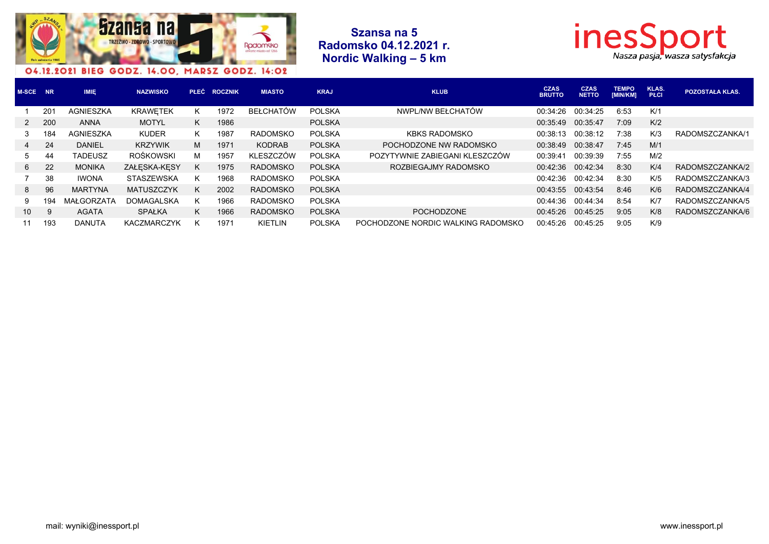04.12.2021 BIEG GODZ. 14.00, MARSZ GODZ. 14:02

## Szansa na 5
## Radomsko 04.12.2021 r.
## Nordic Walking – 5 km

| M-SCE | NR | IMIĘ | NAZWISKO | PŁEĆ | ROCZNIK | MIASTO | KRAJ | KLUB | CZAS BRUTTO | CZAS NETTO | TEMPO [MIN/KM] | KLAS. PŁCI | POZOSTAŁA KLAS. |
|---|---|---|---|---|---|---|---|---|---|---|---|---|---|
| 1 | 201 | AGNIESZKA | KRAWĘTEK | K | 1972 | BEŁCHATÓW | POLSKA | NWPL/NW BEŁCHATÓW | 00:34:26 | 00:34:25 | 6:53 | K/1 | |
| 2 | 200 | ANNA | MOTYL | K | 1986 | | POLSKA | | 00:35:49 | 00:35:47 | 7:09 | K/2 | |
| 3 | 184 | AGNIESZKA | KUDER | K | 1987 | RADOMSKO | POLSKA | KBKS RADOMSKO | 00:38:13 | 00:38:12 | 7:38 | K/3 | RADOMSZCZANKA/1 |
| 4 | 24 | DANIEL | KRZYWIK | M | 1971 | KODRAB | POLSKA | POCHODZONE NW RADOMSKO | 00:38:49 | 00:38:47 | 7:45 | M/1 | |
| 5 | 44 | TADEUSZ | ROŚKOWSKI | M | 1957 | KLESZCZÓW | POLSKA | POZYTYWNIE ZABIEGANI KLESZCZÓW | 00:39:41 | 00:39:39 | 7:55 | M/2 | |
| 6 | 22 | MONIKA | ZAŁĘSKA-KĘSY | K | 1975 | RADOMSKO | POLSKA | ROZBIEGAJMY RADOMSKO | 00:42:36 | 00:42:34 | 8:30 | K/4 | RADOMSZCZANKA/2 |
| 7 | 38 | IWONA | STASZEWSKA | K | 1968 | RADOMSKO | POLSKA | | 00:42:36 | 00:42:34 | 8:30 | K/5 | RADOMSZCZANKA/3 |
| 8 | 96 | MARTYNA | MATUSZCZYK | K | 2002 | RADOMSKO | POLSKA | | 00:43:55 | 00:43:54 | 8:46 | K/6 | RADOMSZCZANKA/4 |
| 9 | 194 | MAŁGORZATA | DOMAGALSKA | K | 1966 | RADOMSKO | POLSKA | | 00:44:36 | 00:44:34 | 8:54 | K/7 | RADOMSZCZANKA/5 |
| 10 | 9 | AGATA | SPAŁKA | K | 1966 | RADOMSKO | POLSKA | POCHODZONE | 00:45:26 | 00:45:25 | 9:05 | K/8 | RADOMSZCZANKA/6 |
| 11 | 193 | DANUTA | KACZMARCZYK | K | 1971 | KIETLIN | POLSKA | POCHODZONE NORDIC WALKING RADOMSKO | 00:45:26 | 00:45:25 | 9:05 | K/9 | |

mail: wyniki@inessport.pl

www.inessport.pl